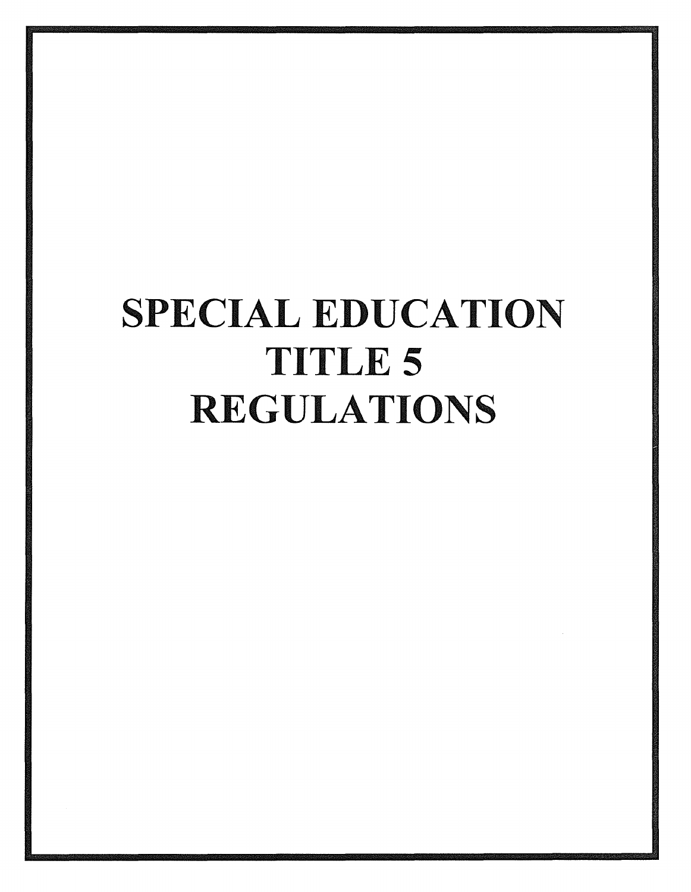# SPECIAL EDUCATION TITLE 5 REGULATIONS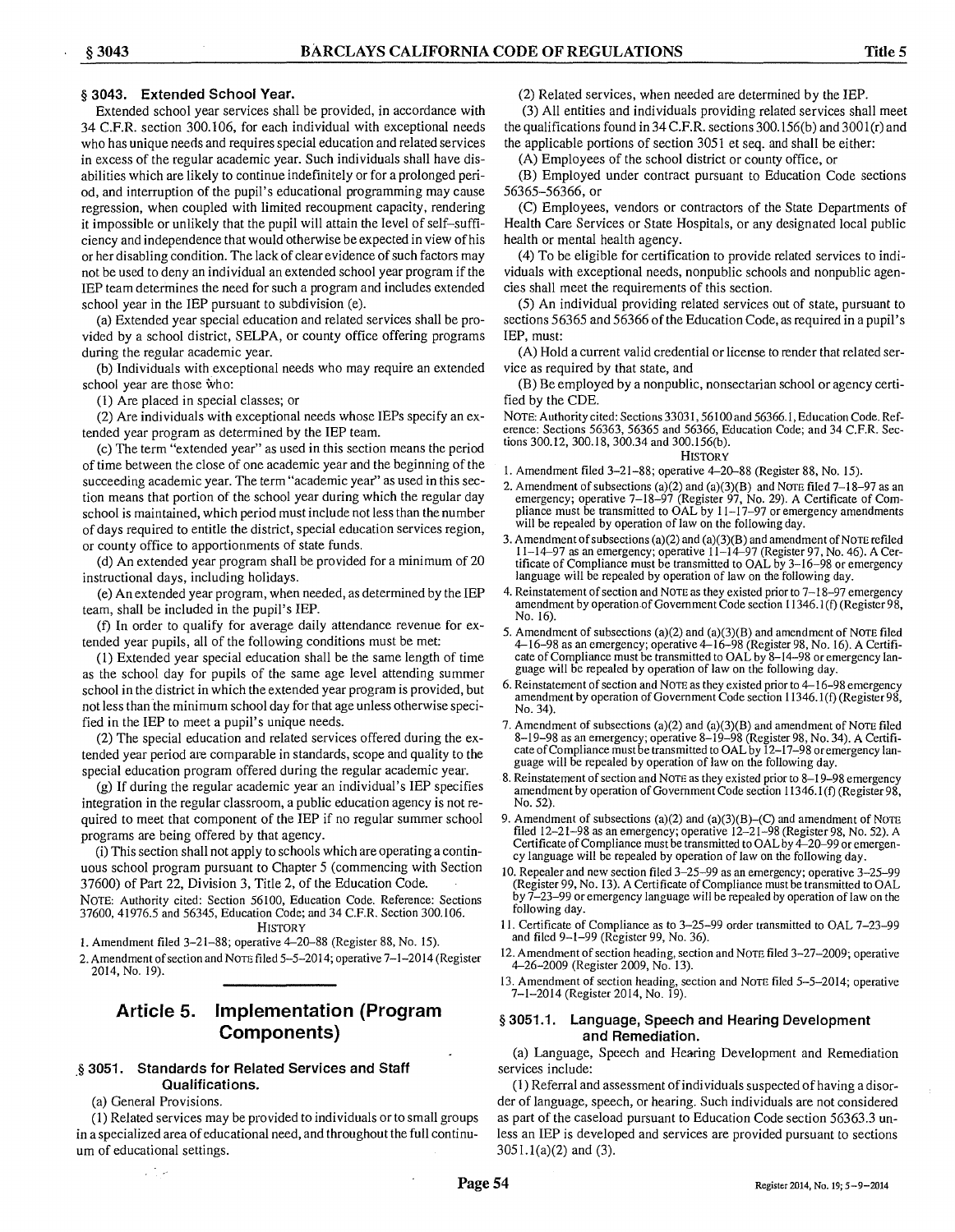## § 3043. Extended School Year.

Extended school year services shall be provided, in accordance with 34 C.F.R. section 300.106, for each individual with exceptional needs who has unique needs and requires special education and related services in excess of the regular academic year. Such individuals shall have disabilities which are likely to continue indefinitely or for a prolonged period, and interruption of the pupil's educational programming may cause regression, when coupled with limited recoupment capacity, rendering it impossible or unlikely that the pupil will attain the level of self-sufficiency and independence that would otherwise be expected in view of his or her disabling condition. The lack of clear evidence of such factors may not be used to deny an individual an extended school year program if the IEP team determines the need for such a program and includes extended school year in the IEP pursuant to subdivision (e).

(a) Extended year special education and related services shall be provided by a school district, SELPA, or county office offering programs during the regular academic year.

(b) Individuals with exceptional needs who may require an extended school year are those who:

(1) Are placed in special classes; or

(2) Are individuals with exceptional needs whose IEPs specify an extended year program as determined by the IEP team.

(c) The term "extended year" as used in this section means the period of time between the close of one academic year and the beginning of the succeeding academic year. The term "academic year" as used in this section means that portion of the school year during which the regular day school is maintained, which period must include not less than the number of days required to entitle the district, special education services region, or county office to apportionments of state funds.

(d) An extended year program shall be provided for a minimum of 20 instructional days, including holidays.

(e) An extended year program, when needed, as determined by the IEP team, shall be included in the pupil's IEP.

(f) In order to qualify for average daily attendance revenue for extended year pupils, all of the following conditions must be met:

(1) Extended year special education shall be the same length of time as the school day for pupils of the same age level attending summer school in the district in which the extended year program is provided, but not less than the minimum school day for that age unless otherwise specified in the IEP to meet a pupil's unique needs.

(2) The special education and related services offered during the extended year period are comparable in standards, scope and quality to the special education program offered during the regular academic year.

(g) If during the regular academic year an individual's IEP specifies integration in the regular classroom, a public education agency is not required to meet that component of the IEP if no regular summer school programs are being offered by that agency.

(i) This section shall not apply to schools which are operating a continuous school program pursuant to Chapter 5 (commencing with Section 37600) of Part 22, Division 3, Title 2, of the Education Code.

NOTE: Authority cited: Section 56100, Education Code. Reference: Sections 37600, 41976.5 and 56345, Education Code; and 34 C.F.R. Section 300.106.

HISTORY

1. Amendment filed 3-21-88; operative 4-20-88 (Register 88, No. 15).
2. Amendment of section and NOTE filed 5-5-2014; operative 7-1-2014 (Register 2014, No. 19).

# Article 5. Implementation (Program Components)

## § 3051. Standards for Related Services and Staff Qualifications.

(a) General Provisions.

(1) Related services may be provided to individuals or to small groups in a specialized area of educational need, and throughout the full continuum of educational settings.

(2) Related services, when needed are determined by the IEP.

(3) All entities and individuals providing related services shall meet the qualifications found in 34 C.F.R. sections 300.156(b) and 3001(r) and the applicable portions of section 3051 et seq. and shall be either:

(A) Employees of the school district or county office, or

(B) Employed under contract pursuant to Education Code sections 56365-56366, or

(C) Employees, vendors or contractors of the State Departments of Health Care Services or State Hospitals, or any designated local public health or mental health agency.

(4) To be eligible for certification to provide related services to individuals with exceptional needs, nonpublic schools and nonpublic agencies shall meet the requirements of this section.

(5) An individual providing related services out of state, pursuant to sections 56365 and 56366 of the Education Code, as required in a pupil's IEP, must:

(A) Hold a current valid credential or license to render that related service as required by that state, and

(B) Be employed by a nonpublic, nonsectarian school or agency certified by the CDE.

NOTE: Authority cited: Sections 33031, 56100 and 56366.1, Education Code. Reference: Sections 56363, 56365 and 56366, Education Code; and 34 C.F.R. Sections 300.12, 300.18, 300.34 and 300.156(b).

HISTORY

1. Amendment filed 3-21-88; operative 4-20-88 (Register 88, No. 15).
2. Amendment of subsections (a)(2) and (a)(3)(B) and NOTE filed 7-18-97 as an emergency; operative 7-18-97 (Register 97, No. 29). A Certificate of Compliance must be transmitted to OAL by 11-17-97 or emergency amendments will be repealed by operation of law on the following day.
3. Amendment of subsections (a)(2) and (a)(3)(B) and amendment of NOTE refiled 11-14-97 as an emergency; operative 11-14-97 (Register 97, No. 46). A Certificate of Compliance must be transmitted to OAL by 3-16-98 or emergency language will be repealed by operation of law on the following day.
4. Reinstatement of section and NOTE as they existed prior to 7-18-97 emergency amendment by operation of Government Code section 11346.1(f) (Register 98, No. 16).
5. Amendment of subsections (a)(2) and (a)(3)(B) and amendment of NOTE filed 4-16-98 as an emergency; operative 4-16-98 (Register 98, No. 16). A Certificate of Compliance must be transmitted to OAL by 8-14-98 or emergency language will be repealed by operation of law on the following day.
6. Reinstatement of section and NOTE as they existed prior to 4-16-98 emergency amendment by operation of Government Code section 11346.1(f) (Register 98, No. 34).
7. Amendment of subsections (a)(2) and (a)(3)(B) and amendment of NOTE filed 8-19-98 as an emergency; operative 8-19-98 (Register 98, No. 34). A Certificate of Compliance must be transmitted to OAL by 12-17-98 or emergency language will be repealed by operation of law on the following day.
8. Reinstatement of section and NOTE as they existed prior to 8-19-98 emergency amendment by operation of Government Code section 11346.1(f) (Register 98, No. 52).
9. Amendment of subsections (a)(2) and (a)(3)(B)-(C) and amendment of NOTE filed 12-21-98 as an emergency; operative 12-21-98 (Register 98, No. 52). A Certificate of Compliance must be transmitted to OAL by 4-20-99 or emergency language will be repealed by operation of law on the following day.
10. Repealer and new section filed 3-25-99 as an emergency; operative 3-25-99 (Register 99, No. 13). A Certificate of Compliance must be transmitted to OAL by 7-23-99 or emergency language will be repealed by operation of law on the following day.
11. Certificate of Compliance as to 3-25-99 order transmitted to OAL 7-23-99 and filed 9-1-99 (Register 99, No. 36).
12. Amendment of section heading, section and NOTE filed 3-27-2009; operative 4-26-2009 (Register 2009, No. 13).
13. Amendment of section heading, section and NOTE filed 5-5-2014; operative 7-1-2014 (Register 2014, No. 19).

## § 3051.1. Language, Speech and Hearing Development and Remediation.

(a) Language, Speech and Hearing Development and Remediation services include:

(1) Referral and assessment of individuals suspected of having a disorder of language, speech, or hearing. Such individuals are not considered as part of the caseload pursuant to Education Code section 56363.3 unless an IEP is developed and services are provided pursuant to sections 3051.1(a)(2) and (3).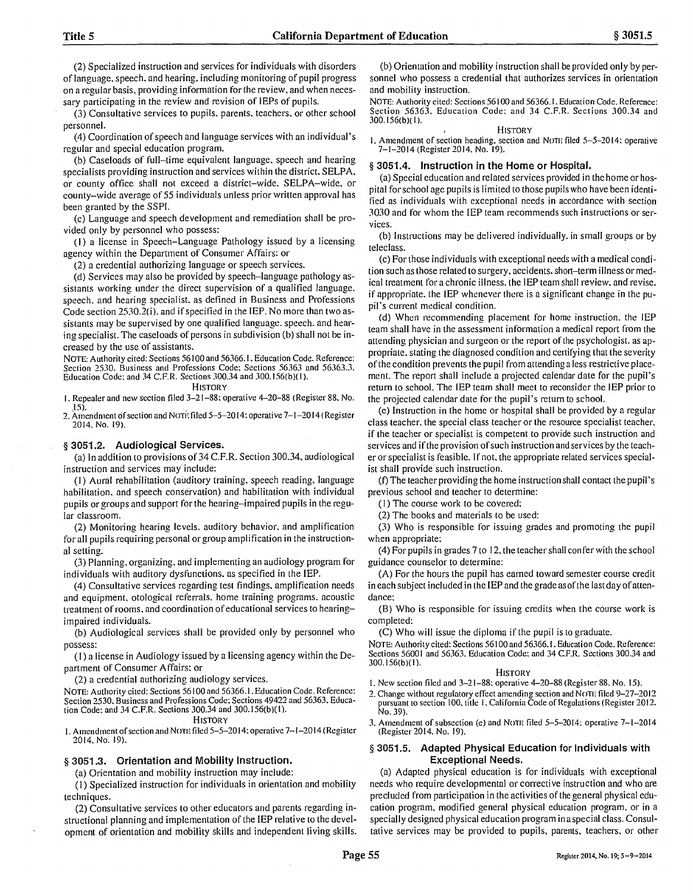(2) Specialized instruction and services for individuals with disorders of language, speech, and hearing, including monitoring of pupil progress on a regular basis, providing information for the review, and when necessary participating in the review and revision of IEPs of pupils.

(3) Consultative services to pupils, parents, teachers, or other school personnel.

(4) Coordination of speech and language services with an individual's regular and special education program.

(b) Caseloads of full–time equivalent language, speech and hearing specialists providing instruction and services within the district, SELPA, or county office shall not exceed a district–wide, SELPA–wide, or county–wide average of 55 individuals unless prior written approval has been granted by the SSPI.

(c) Language and speech development and remediation shall be provided only by personnel who possess:

(1) a license in Speech–Language Pathology issued by a licensing agency within the Department of Consumer Affairs; or

(2) a credential authorizing language or speech services.

(d) Services may also be provided by speech–language pathology assistants working under the direct supervision of a qualified language, speech, and hearing specialist, as defined in Business and Professions Code section 2530.2(i), and if specified in the IEP. No more than two assistants may be supervised by one qualified language, speech, and hearing specialist. The caseloads of persons in subdivision (b) shall not be increased by the use of assistants.

NOTE: Authority cited: Sections 56100 and 56366.1, Education Code. Reference: Section 2530, Business and Professions Code; Sections 56363 and 56363.3, Education Code; and 34 C.F.R. Sections 300.34 and 300.156(b)(1).

HISTORY

1. Repealer and new section filed 3–21–88; operative 4–20–88 (Register 88, No. 15).
2. Amendment of section and NOTE filed 5–5–2014; operative 7–1–2014 (Register 2014, No. 19).

### § 3051.2. Audiological Services.

(a) In addition to provisions of 34 C.F.R. Section 300.34, audiological instruction and services may include:

(1) Aural rehabilitation (auditory training, speech reading, language habilitation, and speech conservation) and habilitation with individual pupils or groups and support for the hearing–impaired pupils in the regular classroom.

(2) Monitoring hearing levels, auditory behavior, and amplification for all pupils requiring personal or group amplification in the instructional setting.

(3) Planning, organizing, and implementing an audiology program for individuals with auditory dysfunctions, as specified in the IEP.

(4) Consultative services regarding test findings, amplification needs and equipment, otological referrals, home training programs, acoustic treatment of rooms, and coordination of educational services to hearing–impaired individuals.

(b) Audiological services shall be provided only by personnel who possess:

(1) a license in Audiology issued by a licensing agency within the Department of Consumer Affairs; or

(2) a credential authorizing audiology services.

NOTE: Authority cited: Sections 56100 and 56366.1, Education Code. Reference: Section 2530, Business and Professions Code; Sections 49422 and 56363, Education Code; and 34 C.F.R. Sections 300.34 and 300.156(b)(1).

HISTORY

1. Amendment of section and NOTE filed 5–5–2014; operative 7–1–2014 (Register 2014, No. 19).

### § 3051.3. Orientation and Mobility Instruction.

(a) Orientation and mobility instruction may include:

(1) Specialized instruction for individuals in orientation and mobility techniques.

(2) Consultative services to other educators and parents regarding instructional planning and implementation of the IEP relative to the development of orientation and mobility skills and independent living skills.

(b) Orientation and mobility instruction shall be provided only by personnel who possess a credential that authorizes services in orientation and mobility instruction.

NOTE: Authority cited: Sections 56100 and 56366.1, Education Code. Reference: Section 56363, Education Code; and 34 C.F.R. Sections 300.34 and 300.156(b)(1).

HISTORY

1. Amendment of section heading, section and NOTE filed 5–5–2014; operative 7–1–2014 (Register 2014, No. 19).

### § 3051.4. Instruction in the Home or Hospital.

(a) Special education and related services provided in the home or hospital for school age pupils is limited to those pupils who have been identified as individuals with exceptional needs in accordance with section 3030 and for whom the IEP team recommends such instructions or services.

(b) Instructions may be delivered individually, in small groups or by teleclass.

(c) For those individuals with exceptional needs with a medical condition such as those related to surgery, accidents, short–term illness or medical treatment for a chronic illness, the IEP team shall review, and revise, if appropriate, the IEP whenever there is a significant change in the pupil's current medical condition.

(d) When recommending placement for home instruction, the IEP team shall have in the assessment information a medical report from the attending physician and surgeon or the report of the psychologist, as appropriate, stating the diagnosed condition and certifying that the severity of the condition prevents the pupil from attending a less restrictive placement. The report shall include a projected calendar date for the pupil's return to school. The IEP team shall meet to reconsider the IEP prior to the projected calendar date for the pupil's return to school.

(e) Instruction in the home or hospital shall be provided by a regular class teacher, the special class teacher or the resource specialist teacher, if the teacher or specialist is competent to provide such instruction and services and if the provision of such instruction and services by the teacher or specialist is feasible. If not, the appropriate related services specialist shall provide such instruction.

(f) The teacher providing the home instruction shall contact the pupil's previous school and teacher to determine:

(1) The course work to be covered;

(2) The books and materials to be used;

(3) Who is responsible for issuing grades and promoting the pupil when appropriate;

(4) For pupils in grades 7 to 12, the teacher shall confer with the school guidance counselor to determine:

(A) For the hours the pupil has earned toward semester course credit in each subject included in the IEP and the grade as of the last day of attendance;

(B) Who is responsible for issuing credits when the course work is completed;

(C) Who will issue the diploma if the pupil is to graduate.

NOTE: Authority cited: Sections 56100 and 56366.1, Education Code. Reference: Sections 56001 and 56363, Education Code; and 34 C.F.R. Sections 300.34 and 300.156(b)(1).

HISTORY

1. New section filed and 3–21–88; operative 4–20–88 (Register 88, No. 15).
2. Change without regulatory effect amending section and NOTE filed 9–27–2012 pursuant to section 100, title 1, California Code of Regulations (Register 2012, No. 39).
3. Amendment of subsection (e) and NOTE filed 5–5–2014; operative 7–1–2014 (Register 2014, No. 19).

### § 3051.5. Adapted Physical Education for Individuals with Exceptional Needs.

(a) Adapted physical education is for individuals with exceptional needs who require developmental or corrective instruction and who are precluded from participation in the activities of the general physical education program, modified general physical education program, or in a specially designed physical education program in a special class. Consultative services may be provided to pupils, parents, teachers, or other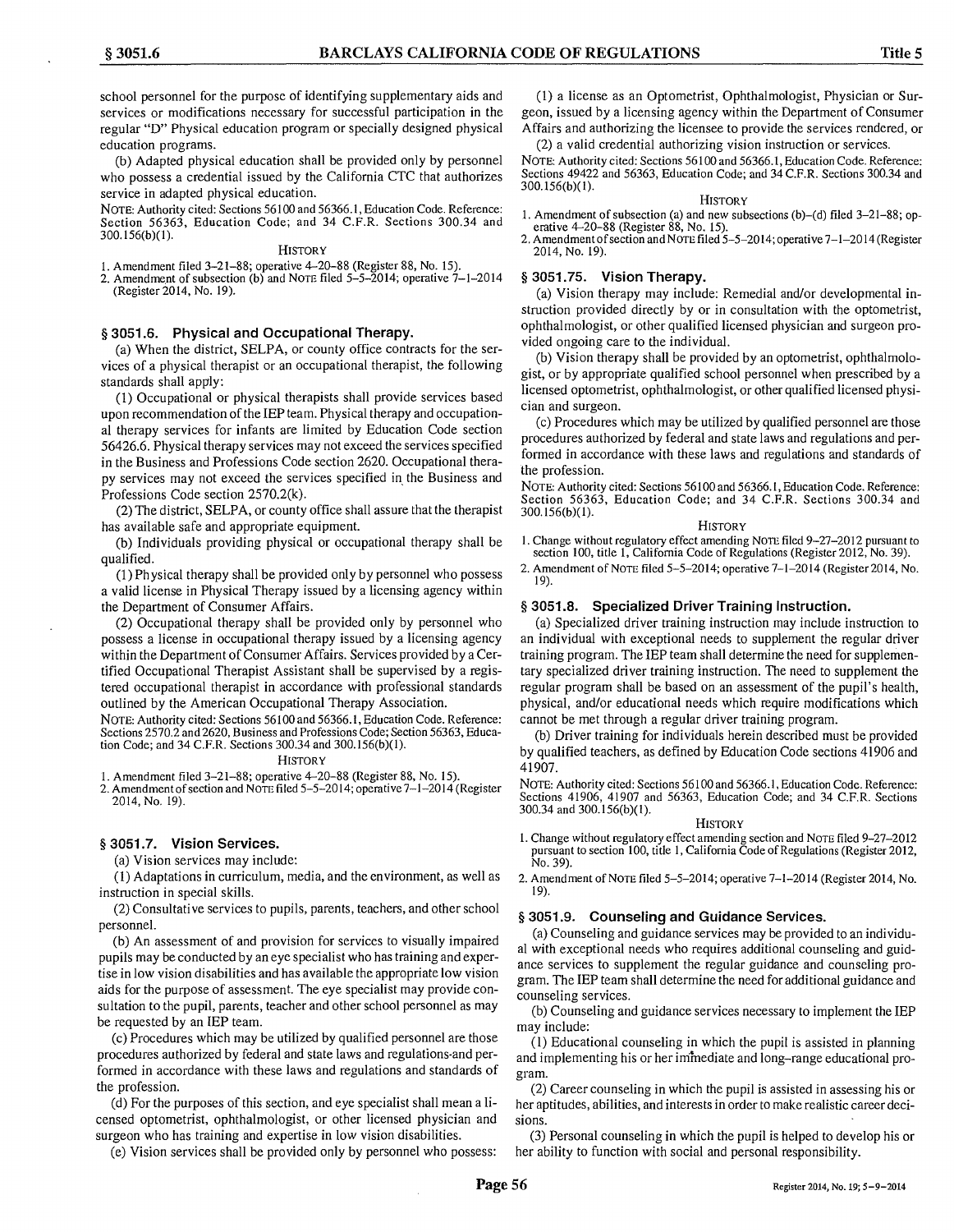school personnel for the purpose of identifying supplementary aids and services or modifications necessary for successful participation in the regular "D" Physical education program or specially designed physical education programs.

(b) Adapted physical education shall be provided only by personnel who possess a credential issued by the California CTC that authorizes service in adapted physical education.

NOTE: Authority cited: Sections 56100 and 56366.1, Education Code. Reference: Section 56363, Education Code; and 34 C.F.R. Sections 300.34 and 300.156(b)(1).

HISTORY

1. Amendment filed 3–21–88; operative 4–20–88 (Register 88, No. 15).
2. Amendment of subsection (b) and NOTE filed 5–5–2014; operative 7–1–2014 (Register 2014, No. 19).

### § 3051.6. Physical and Occupational Therapy.

(a) When the district, SELPA, or county office contracts for the services of a physical therapist or an occupational therapist, the following standards shall apply:

(1) Occupational or physical therapists shall provide services based upon recommendation of the IEP team. Physical therapy and occupational therapy services for infants are limited by Education Code section 56426.6. Physical therapy services may not exceed the services specified in the Business and Professions Code section 2620. Occupational therapy services may not exceed the services specified in the Business and Professions Code section 2570.2(k).

(2) The district, SELPA, or county office shall assure that the therapist has available safe and appropriate equipment.

(b) Individuals providing physical or occupational therapy shall be qualified.

(1) Physical therapy shall be provided only by personnel who possess a valid license in Physical Therapy issued by a licensing agency within the Department of Consumer Affairs.

(2) Occupational therapy shall be provided only by personnel who possess a license in occupational therapy issued by a licensing agency within the Department of Consumer Affairs. Services provided by a Certified Occupational Therapist Assistant shall be supervised by a registered occupational therapist in accordance with professional standards outlined by the American Occupational Therapy Association.

NOTE: Authority cited: Sections 56100 and 56366.1, Education Code. Reference: Sections 2570.2 and 2620, Business and Professions Code; Section 56363, Education Code; and 34 C.F.R. Sections 300.34 and 300.156(b)(1).

HISTORY

1. Amendment filed 3–21–88; operative 4–20–88 (Register 88, No. 15).
2. Amendment of section and NOTE filed 5–5–2014; operative 7–1–2014 (Register 2014, No. 19).

### § 3051.7. Vision Services.

(a) Vision services may include:

(1) Adaptations in curriculum, media, and the environment, as well as instruction in special skills.

(2) Consultative services to pupils, parents, teachers, and other school personnel.

(b) An assessment of and provision for services to visually impaired pupils may be conducted by an eye specialist who has training and expertise in low vision disabilities and has available the appropriate low vision aids for the purpose of assessment. The eye specialist may provide consultation to the pupil, parents, teacher and other school personnel as may be requested by an IEP team.

(c) Procedures which may be utilized by qualified personnel are those procedures authorized by federal and state laws and regulations-and performed in accordance with these laws and regulations and standards of the profession.

(d) For the purposes of this section, and eye specialist shall mean a licensed optometrist, ophthalmologist, or other licensed physician and surgeon who has training and expertise in low vision disabilities.

(e) Vision services shall be provided only by personnel who possess:

(1) a license as an Optometrist, Ophthalmologist, Physician or Surgeon, issued by a licensing agency within the Department of Consumer Affairs and authorizing the licensee to provide the services rendered, or

(2) a valid credential authorizing vision instruction or services.

NOTE: Authority cited: Sections 56100 and 56366.1, Education Code. Reference: Sections 49422 and 56363, Education Code; and 34 C.F.R. Sections 300.34 and 300.156(b)(1).

HISTORY

1. Amendment of subsection (a) and new subsections (b)–(d) filed 3–21–88; operative 4–20–88 (Register 88, No. 15).
2. Amendment of section and NOTE filed 5–5–2014; operative 7–1–2014 (Register 2014, No. 19).

### § 3051.75. Vision Therapy.

(a) Vision therapy may include: Remedial and/or developmental instruction provided directly by or in consultation with the optometrist, ophthalmologist, or other qualified licensed physician and surgeon provided ongoing care to the individual.

(b) Vision therapy shall be provided by an optometrist, ophthalmologist, or by appropriate qualified school personnel when prescribed by a licensed optometrist, ophthalmologist, or other qualified licensed physician and surgeon.

(c) Procedures which may be utilized by qualified personnel are those procedures authorized by federal and state laws and regulations and performed in accordance with these laws and regulations and standards of the profession.

NOTE: Authority cited: Sections 56100 and 56366.1, Education Code. Reference: Section 56363, Education Code; and 34 C.F.R. Sections 300.34 and 300.156(b)(1).

HISTORY

1. Change without regulatory effect amending NOTE filed 9–27–2012 pursuant to section 100, title 1, California Code of Regulations (Register 2012, No. 39).
2. Amendment of NOTE filed 5–5–2014; operative 7–1–2014 (Register 2014, No. 19).

### § 3051.8. Specialized Driver Training Instruction.

(a) Specialized driver training instruction may include instruction to an individual with exceptional needs to supplement the regular driver training program. The IEP team shall determine the need for supplementary specialized driver training instruction. The need to supplement the regular program shall be based on an assessment of the pupil's health, physical, and/or educational needs which require modifications which cannot be met through a regular driver training program.

(b) Driver training for individuals herein described must be provided by qualified teachers, as defined by Education Code sections 41906 and 41907.

NOTE: Authority cited: Sections 56100 and 56366.1, Education Code. Reference: Sections 41906, 41907 and 56363, Education Code; and 34 C.F.R. Sections 300.34 and 300.156(b)(1).

HISTORY

1. Change without regulatory effect amending section and NOTE filed 9–27–2012 pursuant to section 100, title 1, California Code of Regulations (Register 2012, No. 39).
2. Amendment of NOTE filed 5–5–2014; operative 7–1–2014 (Register 2014, No. 19).

### § 3051.9. Counseling and Guidance Services.

(a) Counseling and guidance services may be provided to an individual with exceptional needs who requires additional counseling and guidance services to supplement the regular guidance and counseling program. The IEP team shall determine the need for additional guidance and counseling services.

(b) Counseling and guidance services necessary to implement the IEP may include:

(1) Educational counseling in which the pupil is assisted in planning and implementing his or her immediate and long–range educational program.

(2) Career counseling in which the pupil is assisted in assessing his or her aptitudes, abilities, and interests in order to make realistic career decisions.

(3) Personal counseling in which the pupil is helped to develop his or her ability to function with social and personal responsibility.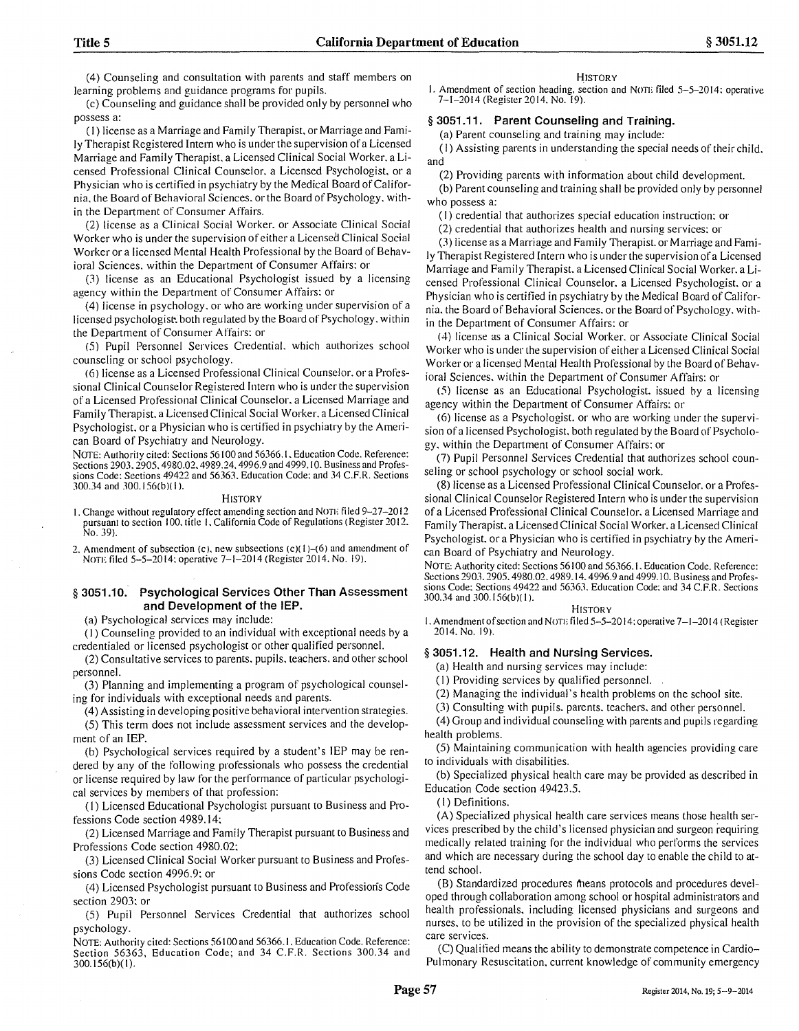(4) Counseling and consultation with parents and staff members on learning problems and guidance programs for pupils.

(c) Counseling and guidance shall be provided only by personnel who possess a:

(1) license as a Marriage and Family Therapist, or Marriage and Family Therapist Registered Intern who is under the supervision of a Licensed Marriage and Family Therapist, a Licensed Clinical Social Worker, a Licensed Professional Clinical Counselor, a Licensed Psychologist, or a Physician who is certified in psychiatry by the Medical Board of California, the Board of Behavioral Sciences, or the Board of Psychology, within the Department of Consumer Affairs.

(2) license as a Clinical Social Worker, or Associate Clinical Social Worker who is under the supervision of either a Licensed Clinical Social Worker or a licensed Mental Health Professional by the Board of Behavioral Sciences, within the Department of Consumer Affairs; or

(3) license as an Educational Psychologist issued by a licensing agency within the Department of Consumer Affairs; or

(4) license in psychology, or who are working under supervision of a licensed psychologist; both regulated by the Board of Psychology, within the Department of Consumer Affairs; or

(5) Pupil Personnel Services Credential, which authorizes school counseling or school psychology.

(6) license as a Licensed Professional Clinical Counselor, or a Professional Clinical Counselor Registered Intern who is under the supervision of a Licensed Professional Clinical Counselor, a Licensed Marriage and Family Therapist, a Licensed Clinical Social Worker, a Licensed Clinical Psychologist, or a Physician who is certified in psychiatry by the American Board of Psychiatry and Neurology.

NOTE: Authority cited: Sections 56100 and 56366.1, Education Code. Reference: Sections 2903, 2905, 4980.02, 4989.24, 4996.9 and 4999.10, Business and Professions Code; Sections 49422 and 56363, Education Code; and 34 C.F.R. Sections 300.34 and 300.156(b)(1).

HISTORY

1. Change without regulatory effect amending section and NOTE filed 9–27–2012 pursuant to section 100, title 1, California Code of Regulations (Register 2012, No. 39).

2. Amendment of subsection (c), new subsections (c)(1)–(6) and amendment of NOTE filed 5–5–2014; operative 7–1–2014 (Register 2014, No. 19).

## § 3051.10. Psychological Services Other Than Assessment and Development of the IEP.

(a) Psychological services may include:

(1) Counseling provided to an individual with exceptional needs by a credentialed or licensed psychologist or other qualified personnel.

(2) Consultative services to parents, pupils, teachers, and other school personnel.

(3) Planning and implementing a program of psychological counseling for individuals with exceptional needs and parents.

(4) Assisting in developing positive behavioral intervention strategies.

(5) This term does not include assessment services and the development of an IEP.

(b) Psychological services required by a student's IEP may be rendered by any of the following professionals who possess the credential or license required by law for the performance of particular psychological services by members of that profession:

(1) Licensed Educational Psychologist pursuant to Business and Professions Code section 4989.14;

(2) Licensed Marriage and Family Therapist pursuant to Business and Professions Code section 4980.02;

(3) Licensed Clinical Social Worker pursuant to Business and Professions Code section 4996.9; or

(4) Licensed Psychologist pursuant to Business and Professions Code section 2903; or

(5) Pupil Personnel Services Credential that authorizes school psychology.

NOTE: Authority cited: Sections 56100 and 56366.1, Education Code. Reference: Section 56363, Education Code; and 34 C.F.R. Sections 300.34 and 300.156(b)(1).

HISTORY

1. Amendment of section heading, section and NOTE filed 5–5–2014; operative 7–1–2014 (Register 2014, No. 19).

## § 3051.11. Parent Counseling and Training.

(a) Parent counseling and training may include:

(1) Assisting parents in understanding the special needs of their child, and

(2) Providing parents with information about child development.

(b) Parent counseling and training shall be provided only by personnel who possess a:

(1) credential that authorizes special education instruction; or

(2) credential that authorizes health and nursing services; or

(3) license as a Marriage and Family Therapist, or Marriage and Family Therapist Registered Intern who is under the supervision of a Licensed Marriage and Family Therapist, a Licensed Clinical Social Worker, a Licensed Professional Clinical Counselor, a Licensed Psychologist, or a Physician who is certified in psychiatry by the Medical Board of California, the Board of Behavioral Sciences, or the Board of Psychology, within the Department of Consumer Affairs; or

(4) license as a Clinical Social Worker, or Associate Clinical Social Worker who is under the supervision of either a Licensed Clinical Social Worker or a licensed Mental Health Professional by the Board of Behavioral Sciences, within the Department of Consumer Affairs; or

(5) license as an Educational Psychologist, issued by a licensing agency within the Department of Consumer Affairs; or

(6) license as a Psychologist, or who are working under the supervision of a licensed Psychologist, both regulated by the Board of Psychology, within the Department of Consumer Affairs; or

(7) Pupil Personnel Services Credential that authorizes school counseling or school psychology or school social work.

(8) license as a Licensed Professional Clinical Counselor, or a Professional Clinical Counselor Registered Intern who is under the supervision of a Licensed Professional Clinical Counselor, a Licensed Marriage and Family Therapist, a Licensed Clinical Social Worker, a Licensed Clinical Psychologist, or a Physician who is certified in psychiatry by the American Board of Psychiatry and Neurology.

NOTE: Authority cited: Sections 56100 and 56366.1, Education Code. Reference: Sections 2903, 2905, 4980.02, 4989.14, 4996.9 and 4999.10, Business and Professions Code; Sections 49422 and 56363, Education Code; and 34 C.F.R. Sections 300.34 and 300.156(b)(1).

HISTORY

1. Amendment of section and NOTE filed 5–5–2014; operative 7–1–2014 (Register 2014, No. 19).

## § 3051.12. Health and Nursing Services.

(a) Health and nursing services may include:

(1) Providing services by qualified personnel.

(2) Managing the individual's health problems on the school site.

(3) Consulting with pupils, parents, teachers, and other personnel.

(4) Group and individual counseling with parents and pupils regarding health problems.

(5) Maintaining communication with health agencies providing care to individuals with disabilities.

(b) Specialized physical health care may be provided as described in Education Code section 49423.5.

(1) Definitions.

(A) Specialized physical health care services means those health services prescribed by the child's licensed physician and surgeon requiring medically related training for the individual who performs the services and which are necessary during the school day to enable the child to attend school.

(B) Standardized procedures means protocols and procedures developed through collaboration among school or hospital administrators and health professionals, including licensed physicians and surgeons and nurses, to be utilized in the provision of the specialized physical health care services.

(C) Qualified means the ability to demonstrate competence in Cardio–Pulmonary Resuscitation, current knowledge of community emergency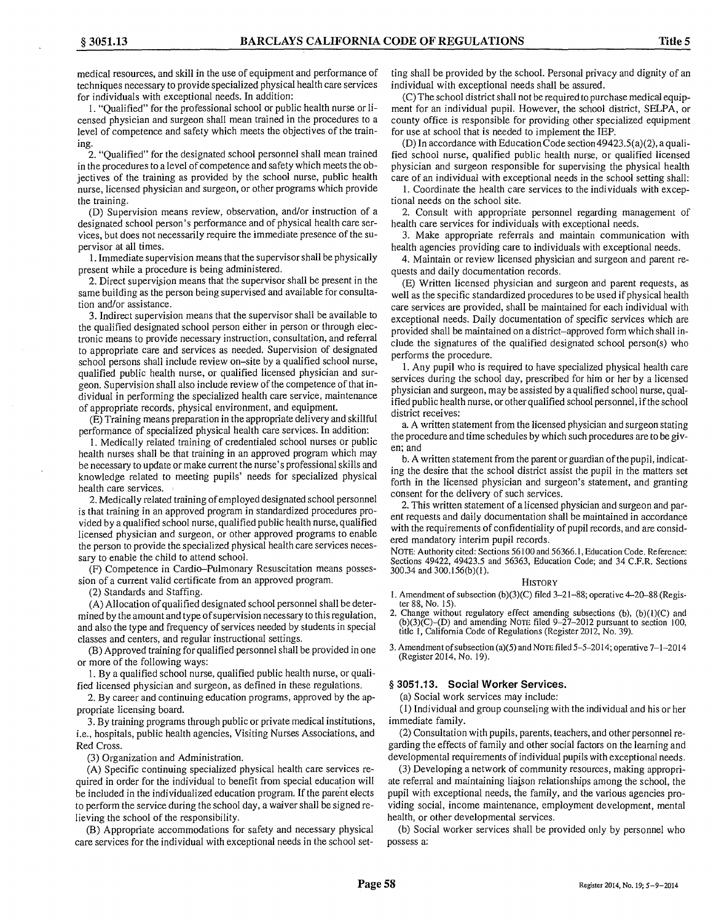medical resources, and skill in the use of equipment and performance of techniques necessary to provide specialized physical health care services for individuals with exceptional needs. In addition:

1. "Qualified" for the professional school or public health nurse or licensed physician and surgeon shall mean trained in the procedures to a level of competence and safety which meets the objectives of the training.

2. "Qualified" for the designated school personnel shall mean trained in the procedures to a level of competence and safety which meets the objectives of the training as provided by the school nurse, public health nurse, licensed physician and surgeon, or other programs which provide the training.

(D) Supervision means review, observation, and/or instruction of a designated school person's performance and of physical health care services, but does not necessarily require the immediate presence of the supervisor at all times.

1. Immediate supervision means that the supervisor shall be physically present while a procedure is being administered.

2. Direct supervision means that the supervisor shall be present in the same building as the person being supervised and available for consultation and/or assistance.

3. Indirect supervision means that the supervisor shall be available to the qualified designated school person either in person or through electronic means to provide necessary instruction, consultation, and referral to appropriate care and services as needed. Supervision of designated school persons shall include review on–site by a qualified school nurse, qualified public health nurse, or qualified licensed physician and surgeon. Supervision shall also include review of the competence of that individual in performing the specialized health care service, maintenance of appropriate records, physical environment, and equipment.

(E) Training means preparation in the appropriate delivery and skillful performance of specialized physical health care services. In addition:

1. Medically related training of credentialed school nurses or public health nurses shall be that training in an approved program which may be necessary to update or make current the nurse's professional skills and knowledge related to meeting pupils' needs for specialized physical health care services.

2. Medically related training of employed designated school personnel is that training in an approved program in standardized procedures provided by a qualified school nurse, qualified public health nurse, qualified licensed physician and surgeon, or other approved programs to enable the person to provide the specialized physical health care services necessary to enable the child to attend school.

(F) Competence in Cardio–Pulmonary Resuscitation means possession of a current valid certificate from an approved program.

(2) Standards and Staffing.

(A) Allocation of qualified designated school personnel shall be determined by the amount and type of supervision necessary to this regulation, and also the type and frequency of services needed by students in special classes and centers, and regular instructional settings.

(B) Approved training for qualified personnel shall be provided in one or more of the following ways:

1. By a qualified school nurse, qualified public health nurse, or qualified licensed physician and surgeon, as defined in these regulations.

2. By career and continuing education programs, approved by the appropriate licensing board.

3. By training programs through public or private medical institutions, i.e., hospitals, public health agencies, Visiting Nurses Associations, and Red Cross.

(3) Organization and Administration.

(A) Specific continuing specialized physical health care services required in order for the individual to benefit from special education will be included in the individualized education program. If the parent elects to perform the service during the school day, a waiver shall be signed relieving the school of the responsibility.

(B) Appropriate accommodations for safety and necessary physical care services for the individual with exceptional needs in the school setting shall be provided by the school. Personal privacy and dignity of an individual with exceptional needs shall be assured.

(C) The school district shall not be required to purchase medical equipment for an individual pupil. However, the school district, SELPA, or county office is responsible for providing other specialized equipment for use at school that is needed to implement the IEP.

(D) In accordance with Education Code section 49423.5(a)(2), a qualified school nurse, qualified public health nurse, or qualified licensed physician and surgeon responsible for supervising the physical health care of an individual with exceptional needs in the school setting shall:

1. Coordinate the health care services to the individuals with exceptional needs on the school site.

2. Consult with appropriate personnel regarding management of health care services for individuals with exceptional needs.

3. Make appropriate referrals and maintain communication with health agencies providing care to individuals with exceptional needs.

4. Maintain or review licensed physician and surgeon and parent requests and daily documentation records.

(E) Written licensed physician and surgeon and parent requests, as well as the specific standardized procedures to be used if physical health care services are provided, shall be maintained for each individual with exceptional needs. Daily documentation of specific services which are provided shall be maintained on a district–approved form which shall include the signatures of the qualified designated school person(s) who performs the procedure.

1. Any pupil who is required to have specialized physical health care services during the school day, prescribed for him or her by a licensed physician and surgeon, may be assisted by a qualified school nurse, qualified public health nurse, or other qualified school personnel, if the school district receives:

a. A written statement from the licensed physician and surgeon stating the procedure and time schedules by which such procedures are to be given; and

b. A written statement from the parent or guardian of the pupil, indicating the desire that the school district assist the pupil in the matters set forth in the licensed physician and surgeon's statement, and granting consent for the delivery of such services.

2. This written statement of a licensed physician and surgeon and parent requests and daily documentation shall be maintained in accordance with the requirements of confidentiality of pupil records, and are considered mandatory interim pupil records.

NOTE: Authority cited: Sections 56100 and 56366.1, Education Code. Reference: Sections 49422, 49423.5 and 56363, Education Code; and 34 C.F.R. Sections 300.34 and 300.156(b)(1).

HISTORY

1. Amendment of subsection (b)(3)(C) filed 3–21–88; operative 4–20–88 (Register 88, No. 15).
2. Change without regulatory effect amending subsections (b), (b)(1)(C) and (b)(3)(C)–(D) and amending NOTE filed 9–27–2012 pursuant to section 100, title 1, California Code of Regulations (Register 2012, No. 39).
3. Amendment of subsection (a)(5) and NOTE filed 5–5–2014; operative 7–1–2014 (Register 2014, No. 19).

## § 3051.13. Social Worker Services.

(a) Social work services may include:

(1) Individual and group counseling with the individual and his or her immediate family.

(2) Consultation with pupils, parents, teachers, and other personnel regarding the effects of family and other social factors on the learning and developmental requirements of individual pupils with exceptional needs.

(3) Developing a network of community resources, making appropriate referral and maintaining liaison relationships among the school, the pupil with exceptional needs, the family, and the various agencies providing social, income maintenance, employment development, mental health, or other developmental services.

(b) Social worker services shall be provided only by personnel who possess a: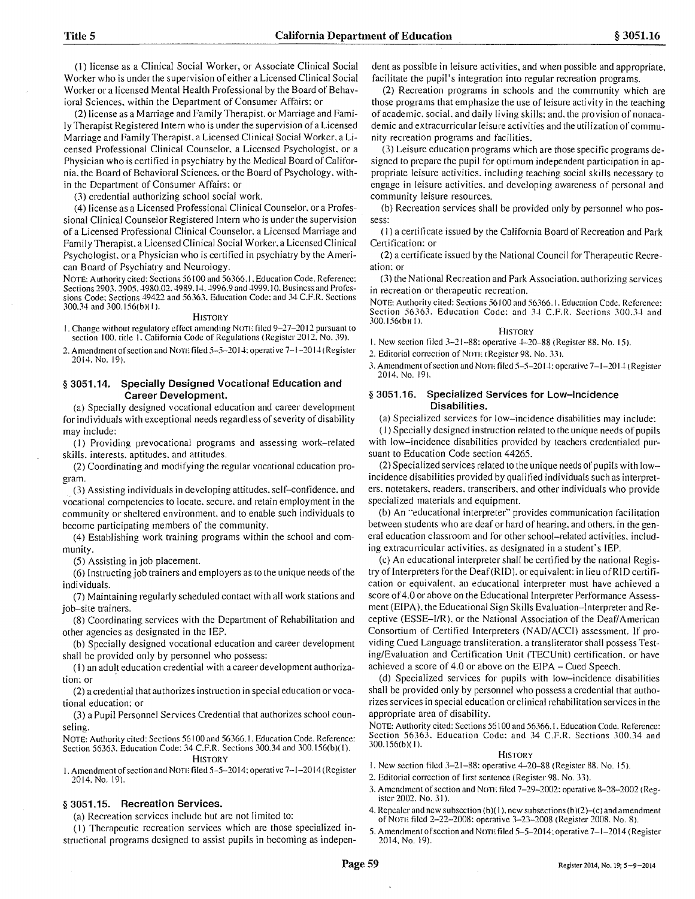(1) license as a Clinical Social Worker, or Associate Clinical Social Worker who is under the supervision of either a Licensed Clinical Social Worker or a licensed Mental Health Professional by the Board of Behavioral Sciences, within the Department of Consumer Affairs; or

(2) license as a Marriage and Family Therapist, or Marriage and Family Therapist Registered Intern who is under the supervision of a Licensed Marriage and Family Therapist, a Licensed Clinical Social Worker, a Licensed Professional Clinical Counselor, a Licensed Psychologist, or a Physician who is certified in psychiatry by the Medical Board of California, the Board of Behavioral Sciences, or the Board of Psychology, within the Department of Consumer Affairs; or

(3) credential authorizing school social work.

(4) license as a Licensed Professional Clinical Counselor, or a Professional Clinical Counselor Registered Intern who is under the supervision of a Licensed Professional Clinical Counselor, a Licensed Marriage and Family Therapist, a Licensed Clinical Social Worker, a Licensed Clinical Psychologist, or a Physician who is certified in psychiatry by the American Board of Psychiatry and Neurology.

NOTE: Authority cited: Sections 56100 and 56366.1, Education Code. Reference: Sections 2903, 2905, 4980.02, 4989.14, 4996.9 and 4999.10, Business and Professions Code; Sections 49422 and 56363, Education Code; and 34 C.F.R. Sections 300.34 and 300.156(b)(1).

HISTORY

1. Change without regulatory effect amending NOTE filed 9–27–2012 pursuant to section 100, title 1, California Code of Regulations (Register 2012, No. 39).
2. Amendment of section and NOTE filed 5–5–2014; operative 7–1–2014 (Register 2014, No. 19).

## § 3051.14. Specially Designed Vocational Education and Career Development.

(a) Specially designed vocational education and career development for individuals with exceptional needs regardless of severity of disability may include:

(1) Providing prevocational programs and assessing work–related skills, interests, aptitudes, and attitudes.

(2) Coordinating and modifying the regular vocational education program.

(3) Assisting individuals in developing attitudes, self–confidence, and vocational competencies to locate, secure, and retain employment in the community or sheltered environment, and to enable such individuals to become participating members of the community.

(4) Establishing work training programs within the school and community.

(5) Assisting in job placement.

(6) Instructing job trainers and employers as to the unique needs of the individuals.

(7) Maintaining regularly scheduled contact with all work stations and job–site trainers.

(8) Coordinating services with the Department of Rehabilitation and other agencies as designated in the IEP.

(b) Specially designed vocational education and career development shall be provided only by personnel who possess:

(1) an adult education credential with a career development authorization; or

(2) a credential that authorizes instruction in special education or vocational education; or

(3) a Pupil Personnel Services Credential that authorizes school counseling.

NOTE: Authority cited: Sections 56100 and 56366.1, Education Code. Reference: Section 56363, Education Code; 34 C.F.R. Sections 300.34 and 300.156(b)(1).

HISTORY

1. Amendment of section and NOTE filed 5–5–2014; operative 7–1–2014 (Register 2014, No. 19).

## § 3051.15. Recreation Services.

(a) Recreation services include but are not limited to:

(1) Therapeutic recreation services which are those specialized instructional programs designed to assist pupils in becoming as independent as possible in leisure activities, and when possible and appropriate, facilitate the pupil's integration into regular recreation programs.

(2) Recreation programs in schools and the community which are those programs that emphasize the use of leisure activity in the teaching of academic, social, and daily living skills; and, the provision of nonacademic and extracurricular leisure activities and the utilization of community recreation programs and facilities.

(3) Leisure education programs which are those specific programs designed to prepare the pupil for optimum independent participation in appropriate leisure activities, including teaching social skills necessary to engage in leisure activities, and developing awareness of personal and community leisure resources.

(b) Recreation services shall be provided only by personnel who possess:

(1) a certificate issued by the California Board of Recreation and Park Certification; or

(2) a certificate issued by the National Council for Therapeutic Recreation; or

(3) the National Recreation and Park Association, authorizing services in recreation or therapeutic recreation.

NOTE: Authority cited: Sections 56100 and 56366.1, Education Code. Reference: Section 56363, Education Code; and 34 C.F.R. Sections 300.34 and 300.156(b)(1).

HISTORY

1. New section filed 3–21–88; operative 4–20–88 (Register 88, No. 15).
2. Editorial correction of NOTE (Register 98, No. 33).
3. Amendment of section and NOTE filed 5–5–2014; operative 7–1–2014 (Register 2014, No. 19).

## § 3051.16. Specialized Services for Low–Incidence Disabilities.

(a) Specialized services for low–incidence disabilities may include:

(1) Specially designed instruction related to the unique needs of pupils with low–incidence disabilities provided by teachers credentialed pursuant to Education Code section 44265.

(2) Specialized services related to the unique needs of pupils with low–incidence disabilities provided by qualified individuals such as interpreters, notetakers, readers, transcribers, and other individuals who provide specialized materials and equipment.

(b) An "educational interpreter" provides communication facilitation between students who are deaf or hard of hearing, and others, in the general education classroom and for other school–related activities, including extracurricular activities, as designated in a student's IEP.

(c) An educational interpreter shall be certified by the national Registry of Interpreters for the Deaf (RID), or equivalent; in lieu of RID certification or equivalent, an educational interpreter must have achieved a score of 4.0 or above on the Educational Interpreter Performance Assessment (EIPA), the Educational Sign Skills Evaluation–Interpreter and Receptive (ESSE–I/R), or the National Association of the Deaf/American Consortium of Certified Interpreters (NAD/ACCI) assessment. If providing Cued Language transliteration, a transliterator shall possess Testing/Evaluation and Certification Unit (TECUnit) certification, or have achieved a score of 4.0 or above on the EIPA – Cued Speech.

(d) Specialized services for pupils with low–incidence disabilities shall be provided only by personnel who possess a credential that authorizes services in special education or clinical rehabilitation services in the appropriate area of disability.

NOTE: Authority cited: Sections 56100 and 56366.1, Education Code. Reference: Section 56363, Education Code; and 34 C.F.R. Sections 300.34 and 300.156(b)(1).

HISTORY

1. New section filed 3–21–88; operative 4–20–88 (Register 88, No. 15).
2. Editorial correction of first sentence (Register 98, No. 33).
3. Amendment of section and NOTE filed 7–29–2002; operative 8–28–2002 (Register 2002, No. 31).
4. Repealer and new subsection (b)(1), new subsections (b)(2)–(c) and amendment of NOTE filed 2–22–2008; operative 3–23–2008 (Register 2008, No. 8).
5. Amendment of section and NOTE filed 5–5–2014; operative 7–1–2014 (Register 2014, No. 19).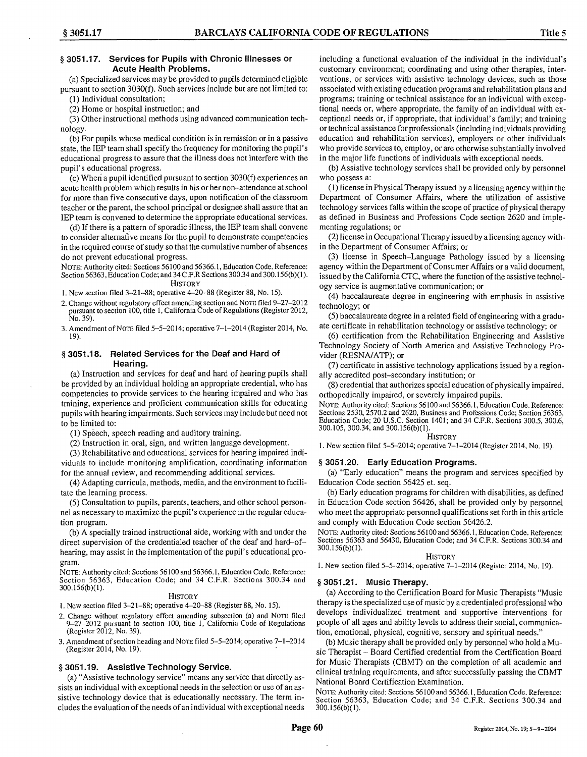## § 3051.17. Services for Pupils with Chronic Illnesses or Acute Health Problems.

(a) Specialized services may be provided to pupils determined eligible pursuant to section 3030(f). Such services include but are not limited to:

(1) Individual consultation;

(2) Home or hospital instruction; and

(3) Other instructional methods using advanced communication technology.

(b) For pupils whose medical condition is in remission or in a passive state, the IEP team shall specify the frequency for monitoring the pupil's educational progress to assure that the illness does not interfere with the pupil's educational progress.

(c) When a pupil identified pursuant to section 3030(f) experiences an acute health problem which results in his or her non-attendance at school for more than five consecutive days, upon notification of the classroom teacher or the parent, the school principal or designee shall assure that an IEP team is convened to determine the appropriate educational services.

(d) If there is a pattern of sporadic illness, the IEP team shall convene to consider alternative means for the pupil to demonstrate competencies in the required course of study so that the cumulative number of absences do not prevent educational progress.

NOTE: Authority cited: Sections 56100 and 56366.1, Education Code. Reference: Section 56363, Education Code; and 34 C.F.R Sections 300.34 and 300.156(b)(1).

HISTORY

1. New section filed 3-21-88; operative 4-20-88 (Register 88, No. 15).
2. Change without regulatory effect amending section and NOTE filed 9-27-2012 pursuant to section 100, title 1, California Code of Regulations (Register 2012, No. 39).
3. Amendment of NOTE filed 5-5-2014; operative 7-1-2014 (Register 2014, No. 19).

## § 3051.18. Related Services for the Deaf and Hard of Hearing.

(a) Instruction and services for deaf and hard of hearing pupils shall be provided by an individual holding an appropriate credential, who has competencies to provide services to the hearing impaired and who has training, experience and proficient communication skills for educating pupils with hearing impairments. Such services may include but need not to be limited to:

(1) Speech, speech reading and auditory training.

(2) Instruction in oral, sign, and written language development.

(3) Rehabilitative and educational services for hearing impaired individuals to include monitoring amplification, coordinating information for the annual review, and recommending additional services.

(4) Adapting curricula, methods, media, and the environment to facilitate the learning process.

(5) Consultation to pupils, parents, teachers, and other school personnel as necessary to maximize the pupil's experience in the regular education program.

(b) A specially trained instructional aide, working with and under the direct supervision of the credentialed teacher of the deaf and hard-of-hearing, may assist in the implementation of the pupil's educational program.

NOTE: Authority cited: Sections 56100 and 56366.1, Education Code. Reference: Section 56363, Education Code; and 34 C.F.R. Sections 300.34 and 300.156(b)(1).

HISTORY

1. New section filed 3-21-88; operative 4-20-88 (Register 88, No. 15).
2. Change without regulatory effect amending subsection (a) and NOTE filed 9-27-2012 pursuant to section 100, title 1, California Code of Regulations (Register 2012, No. 39).
3. Amendment of section heading and NOTE filed 5-5-2014; operative 7-1-2014 (Register 2014, No. 19).

## § 3051.19. Assistive Technology Service.

(a) "Assistive technology service" means any service that directly assists an individual with exceptional needs in the selection or use of an assistive technology device that is educationally necessary. The term includes the evaluation of the needs of an individual with exceptional needs including a functional evaluation of the individual in the individual's customary environment; coordinating and using other therapies, interventions, or services with assistive technology devices, such as those associated with existing education programs and rehabilitation plans and programs; training or technical assistance for an individual with exceptional needs or, where appropriate, the family of an individual with exceptional needs or, if appropriate, that individual's family; and training or technical assistance for professionals (including individuals providing education and rehabilitation services), employers or other individuals who provide services to, employ, or are otherwise substantially involved in the major life functions of individuals with exceptional needs.

(b) Assistive technology services shall be provided only by personnel who possess a:

(1) license in Physical Therapy issued by a licensing agency within the Department of Consumer Affairs, where the utilization of assistive technology services falls within the scope of practice of physical therapy as defined in Business and Professions Code section 2620 and implementing regulations; or

(2) license in Occupational Therapy issued by a licensing agency within the Department of Consumer Affairs; or

(3) license in Speech-Language Pathology issued by a licensing agency within the Department of Consumer Affairs or a valid document, issued by the California CTC, where the function of the assistive technology service is augmentative communication; or

(4) baccalaureate degree in engineering with emphasis in assistive technology; or

(5) baccalaureate degree in a related field of engineering with a graduate certificate in rehabilitation technology or assistive technology; or

(6) certification from the Rehabilitation Engineering and Assistive Technology Society of North America and Assistive Technology Provider (RESNA/ATP); or

(7) certificate in assistive technology applications issued by a regionally accredited post-secondary institution; or

(8) credential that authorizes special education of physically impaired, orthopedically impaired, or severely impaired pupils.

NOTE: Authority cited: Sections 56100 and 56366.1, Education Code. Reference: Sections 2530, 2570.2 and 2620, Business and Professions Code; Section 56363, Education Code; 20 U.S.C. Section 1401; and 34 C.F.R. Sections 300.5, 300.6, 300.105, 300.34, and 300.156(b)(1).

HISTORY

1. New section filed 5-5-2014; operative 7-1-2014 (Register 2014, No. 19).

## § 3051.20. Early Education Programs.

(a) "Early education" means the program and services specified by Education Code section 56425 et. seq.

(b) Early education programs for children with disabilities, as defined in Education Code section 56426, shall be provided only by personnel who meet the appropriate personnel qualifications set forth in this article and comply with Education Code section 56426.2.

NOTE: Authority cited: Sections 56100 and 56366.1, Education Code. Reference: Sections 56363 and 56430, Education Code; and 34 C.F.R. Sections 300.34 and 300.156(b)(1).

HISTORY

1. New section filed 5-5-2014; operative 7-1-2014 (Register 2014, No. 19).

## § 3051.21. Music Therapy.

(a) According to the Certification Board for Music Therapists "Music therapy is the specialized use of music by a credentialed professional who develops individualized treatment and supportive interventions for people of all ages and ability levels to address their social, communication, emotional, physical, cognitive, sensory and spiritual needs."

(b) Music therapy shall be provided only by personnel who hold a Music Therapist – Board Certified credential from the Certification Board for Music Therapists (CBMT) on the completion of all academic and clinical training requirements, and after successfully passing the CBMT National Board Certification Examination.

NOTE: Authority cited: Sections 56100 and 56366.1, Education Code. Reference: Section 56363, Education Code; and 34 C.F.R. Sections 300.34 and 300.156(b)(1).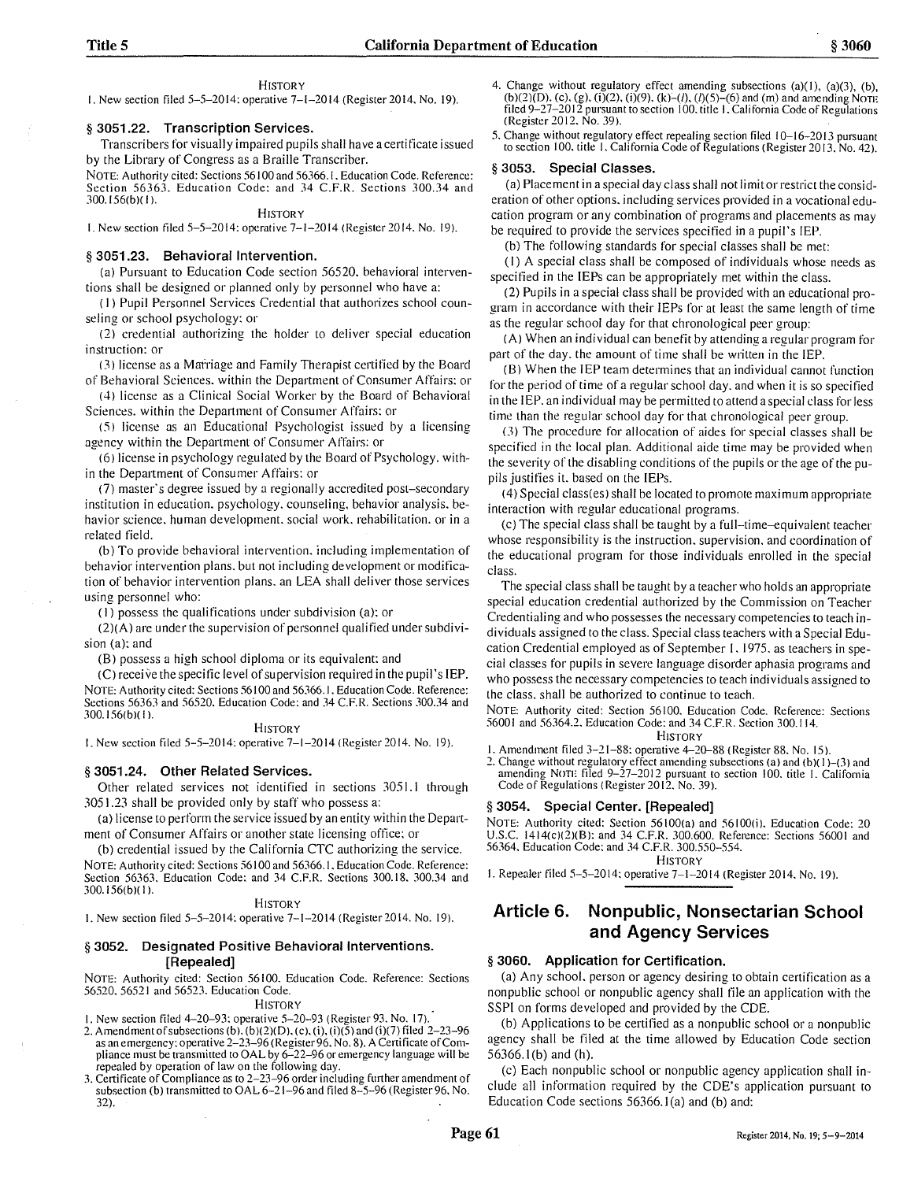HISTORY

1. New section filed 5-5-2014; operative 7-1-2014 (Register 2014, No. 19).

### § 3051.22. Transcription Services.

Transcribers for visually impaired pupils shall have a certificate issued by the Library of Congress as a Braille Transcriber.

NOTE: Authority cited: Sections 56100 and 56366.1, Education Code. Reference: Section 56363, Education Code; and 34 C.F.R. Sections 300.34 and 300.156(b)(1).

HISTORY

1. New section filed 5-5-2014; operative 7-1-2014 (Register 2014, No. 19).

### § 3051.23. Behavioral Intervention.

(a) Pursuant to Education Code section 56520, behavioral interventions shall be designed or planned only by personnel who have a:

(1) Pupil Personnel Services Credential that authorizes school counseling or school psychology; or

(2) credential authorizing the holder to deliver special education instruction; or

(3) license as a Marriage and Family Therapist certified by the Board of Behavioral Sciences, within the Department of Consumer Affairs; or

(4) license as a Clinical Social Worker by the Board of Behavioral Sciences, within the Department of Consumer Affairs; or

(5) license as an Educational Psychologist issued by a licensing agency within the Department of Consumer Affairs; or

(6) license in psychology regulated by the Board of Psychology, within the Department of Consumer Affairs; or

(7) master's degree issued by a regionally accredited post-secondary institution in education, psychology, counseling, behavior analysis, behavior science, human development, social work, rehabilitation, or in a related field.

(b) To provide behavioral intervention, including implementation of behavior intervention plans, but not including development or modification of behavior intervention plans, an LEA shall deliver those services using personnel who:

(1) possess the qualifications under subdivision (a); or

(2)(A) are under the supervision of personnel qualified under subdivision (a); and

(B) possess a high school diploma or its equivalent; and

(C) receive the specific level of supervision required in the pupil's IEP.

NOTE: Authority cited: Sections 56100 and 56366.1, Education Code. Reference: Sections 56363 and 56520, Education Code; and 34 C.F.R. Sections 300.34 and 300.156(b)(1).

HISTORY

1. New section filed 5-5-2014; operative 7-1-2014 (Register 2014, No. 19).

### § 3051.24. Other Related Services.

Other related services not identified in sections 3051.1 through 3051.23 shall be provided only by staff who possess a:

(a) license to perform the service issued by an entity within the Department of Consumer Affairs or another state licensing office; or

(b) credential issued by the California CTC authorizing the service.

NOTE: Authority cited: Sections 56100 and 56366.1, Education Code. Reference: Section 56363, Education Code; and 34 C.F.R. Sections 300.18, 300.34 and 300.156(b)(1).

HISTORY

1. New section filed 5-5-2014; operative 7-1-2014 (Register 2014, No. 19).

### § 3052. Designated Positive Behavioral Interventions. [Repealed]

NOTE: Authority cited: Section 56100, Education Code. Reference: Sections 56520, 56521 and 56523, Education Code.

HISTORY

1. New section filed 4-20-93; operative 5-20-93 (Register 93, No. 17).
2. Amendment of subsections (b), (b)(2)(D), (c), (i), (i)(5) and (i)(7) filed 2-23-96 as an emergency; operative 2-23-96 (Register 96, No. 8). A Certificate of Compliance must be transmitted to OAL by 6-22-96 or emergency language will be repealed by operation of law on the following day.
3. Certificate of Compliance as to 2-23-96 order including further amendment of subsection (b) transmitted to OAL 6-21-96 and filed 8-5-96 (Register 96, No. 32).
4. Change without regulatory effect amending subsections (a)(1), (a)(3), (b), (b)(2)(D), (c), (g), (i)(2), (i)(9), (k)-(*l*), (*l*)(5)-(6) and (m) and amending NOTE filed 9-27-2012 pursuant to section 100, title 1, California Code of Regulations (Register 2012, No. 39).
5. Change without regulatory effect repealing section filed 10-16-2013 pursuant to section 100, title 1, California Code of Regulations (Register 2013, No. 42).

### § 3053. Special Classes.

(a) Placement in a special day class shall not limit or restrict the consideration of other options, including services provided in a vocational education program or any combination of programs and placements as may be required to provide the services specified in a pupil's IEP.

(b) The following standards for special classes shall be met:

(1) A special class shall be composed of individuals whose needs as specified in the IEPs can be appropriately met within the class.

(2) Pupils in a special class shall be provided with an educational program in accordance with their IEPs for at least the same length of time as the regular school day for that chronological peer group:

(A) When an individual can benefit by attending a regular program for part of the day, the amount of time shall be written in the IEP.

(B) When the IEP team determines that an individual cannot function for the period of time of a regular school day, and when it is so specified in the IEP, an individual may be permitted to attend a special class for less time than the regular school day for that chronological peer group.

(3) The procedure for allocation of aides for special classes shall be specified in the local plan. Additional aide time may be provided when the severity of the disabling conditions of the pupils or the age of the pupils justifies it, based on the IEPs.

(4) Special class(es) shall be located to promote maximum appropriate interaction with regular educational programs.

(c) The special class shall be taught by a full-time-equivalent teacher whose responsibility is the instruction, supervision, and coordination of the educational program for those individuals enrolled in the special class.

The special class shall be taught by a teacher who holds an appropriate special education credential authorized by the Commission on Teacher Credentialing and who possesses the necessary competencies to teach individuals assigned to the class. Special class teachers with a Special Education Credential employed as of September 1, 1975, as teachers in special classes for pupils in severe language disorder aphasia programs and who possess the necessary competencies to teach individuals assigned to the class, shall be authorized to continue to teach.

NOTE: Authority cited: Section 56100, Education Code. Reference: Sections 56001 and 56364.2, Education Code; and 34 C.F.R. Section 300.114.

HISTORY

1. Amendment filed 3-21-88; operative 4-20-88 (Register 88, No. 15).
2. Change without regulatory effect amending subsections (a) and (b)(1)-(3) and amending NOTE filed 9-27-2012 pursuant to section 100, title 1, California Code of Regulations (Register 2012, No. 39).

### § 3054. Special Center. [Repealed]

NOTE: Authority cited: Section 56100(a) and 56100(i), Education Code; 20 U.S.C. 1414(c)(2)(B); and 34 C.F.R. 300.600. Reference: Sections 56001 and 56364, Education Code; and 34 C.F.R. 300.550-554.

HISTORY

1. Repealer filed 5-5-2014; operative 7-1-2014 (Register 2014, No. 19).

## Article 6. Nonpublic, Nonsectarian School and Agency Services

### § 3060. Application for Certification.

(a) Any school, person or agency desiring to obtain certification as a nonpublic school or nonpublic agency shall file an application with the SSPI on forms developed and provided by the CDE.

(b) Applications to be certified as a nonpublic school or a nonpublic agency shall be filed at the time allowed by Education Code section 56366.1(b) and (h).

(c) Each nonpublic school or nonpublic agency application shall include all information required by the CDE's application pursuant to Education Code sections 56366.1(a) and (b) and: